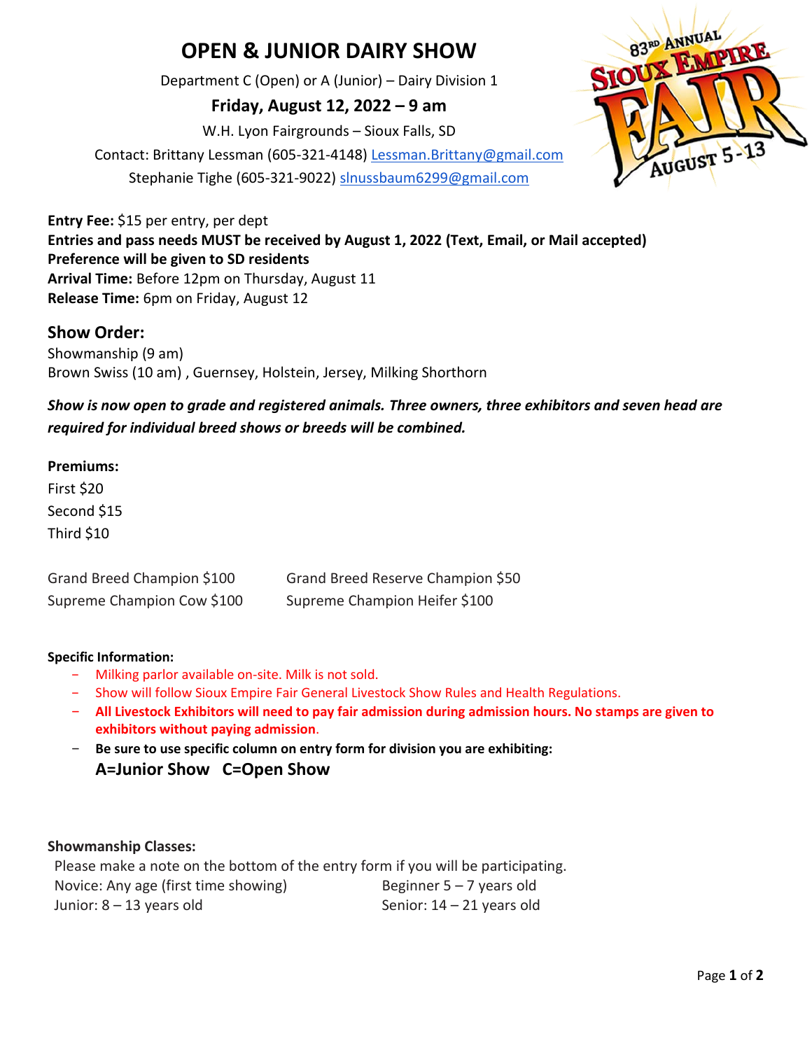# OPEN & JUNIOR DAIRY SHOW

Department C (Open) or A (Junior) – Dairy Division 1

**Friday, August 12, 2022 – 9 am**

W.H. Lyon Fairgrounds – Sioux Falls, SD

Contact: Brittany Lessman (605-321-4148) Lessman.Brittany@gmail.com

Stephanie Tighe (605-321-9022) slnussbaum6299@gmail.com

**Entry Fee:** $15 per entry, per dept

**Entries and pass needs MUST be received by August 1, 2022 (Text, Email, or Mail accepted)**

**Preference will be given to SD residents**

**Arrival Time:** Before 12pm on Thursday, August 11

**Release Time:** 6pm on Friday, August 12

## Show Order:

Showmanship (9 am)

Brown Swiss (10 am) , Guernsey, Holstein, Jersey, Milking Shorthorn

***Show is now open to grade and registered animals. Three owners, three exhibitors and seven head are required for individual breed shows or breeds will be combined.***

**Premiums:**

First $20

Second $15

Third $10

Grand Breed Champion $100 — Grand Breed Reserve Champion $50

Supreme Champion Cow $100 — Supreme Champion Heifer $100

**Specific Information:**

- Milking parlor available on-site. Milk is not sold.
- Show will follow Sioux Empire Fair General Livestock Show Rules and Health Regulations.
- **All Livestock Exhibitors will need to pay fair admission during admission hours. No stamps are given to exhibitors without paying admission**.
- **Be sure to use specific column on entry form for division you are exhibiting:**
  **A=Junior Show C=Open Show**

**Showmanship Classes:**

Please make a note on the bottom of the entry form if you will be participating.

Novice: Any age (first time showing)

Beginner 5 – 7 years old

Junior: 8 – 13 years old

Senior: 14 – 21 years old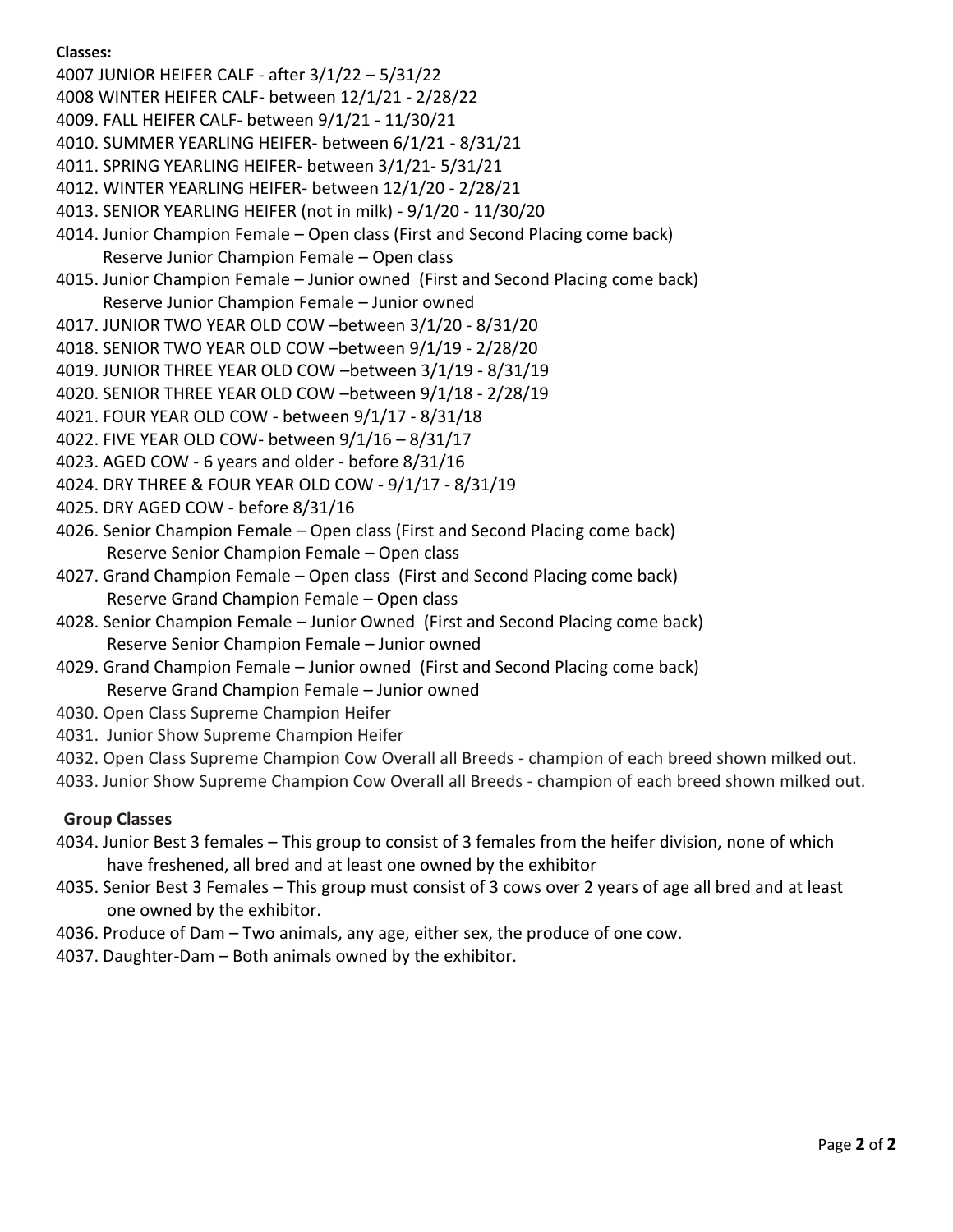**Classes:**

4007 JUNIOR HEIFER CALF - after 3/1/22 – 5/31/22

4008 WINTER HEIFER CALF- between 12/1/21 - 2/28/22

4009. FALL HEIFER CALF- between 9/1/21 - 11/30/21

4010. SUMMER YEARLING HEIFER- between 6/1/21 - 8/31/21

4011. SPRING YEARLING HEIFER- between 3/1/21- 5/31/21

4012. WINTER YEARLING HEIFER- between 12/1/20 - 2/28/21

4013. SENIOR YEARLING HEIFER (not in milk) - 9/1/20 - 11/30/20

4014. Junior Champion Female – Open class (First and Second Placing come back)
Reserve Junior Champion Female – Open class

4015. Junior Champion Female – Junior owned (First and Second Placing come back)
Reserve Junior Champion Female – Junior owned

4017. JUNIOR TWO YEAR OLD COW –between 3/1/20 - 8/31/20

4018. SENIOR TWO YEAR OLD COW –between 9/1/19 - 2/28/20

4019. JUNIOR THREE YEAR OLD COW –between 3/1/19 - 8/31/19

4020. SENIOR THREE YEAR OLD COW –between 9/1/18 - 2/28/19

4021. FOUR YEAR OLD COW - between 9/1/17 - 8/31/18

4022. FIVE YEAR OLD COW- between 9/1/16 – 8/31/17

4023. AGED COW - 6 years and older - before 8/31/16

4024. DRY THREE & FOUR YEAR OLD COW - 9/1/17 - 8/31/19

4025. DRY AGED COW - before 8/31/16

4026. Senior Champion Female – Open class (First and Second Placing come back)
Reserve Senior Champion Female – Open class

4027. Grand Champion Female – Open class (First and Second Placing come back)
Reserve Grand Champion Female – Open class

4028. Senior Champion Female – Junior Owned (First and Second Placing come back)
Reserve Senior Champion Female – Junior owned

4029. Grand Champion Female – Junior owned (First and Second Placing come back)
Reserve Grand Champion Female – Junior owned

4030. Open Class Supreme Champion Heifer

4031. Junior Show Supreme Champion Heifer

4032. Open Class Supreme Champion Cow Overall all Breeds - champion of each breed shown milked out.

4033. Junior Show Supreme Champion Cow Overall all Breeds - champion of each breed shown milked out.

**Group Classes**

4034. Junior Best 3 females – This group to consist of 3 females from the heifer division, none of which have freshened, all bred and at least one owned by the exhibitor

4035. Senior Best 3 Females – This group must consist of 3 cows over 2 years of age all bred and at least one owned by the exhibitor.

4036. Produce of Dam – Two animals, any age, either sex, the produce of one cow.

4037. Daughter-Dam – Both animals owned by the exhibitor.